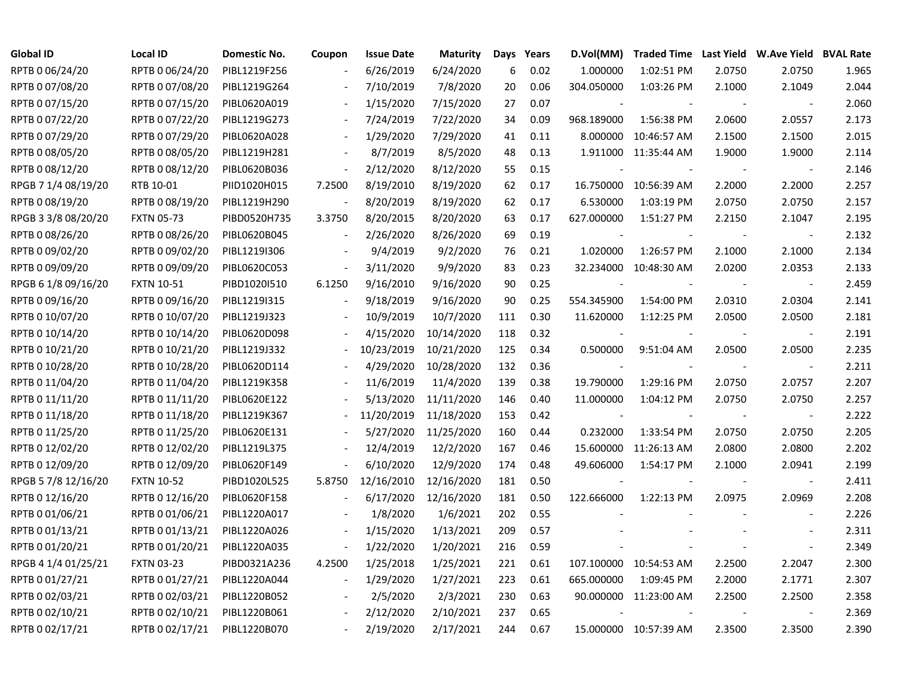| Global ID | Local ID | Domestic No. | Coupon | Issue Date | Maturity | Days | Years | D.Vol(MM) | Traded Time | Last Yield | W.Ave Yield | BVAL Rate |
|---|---|---|---|---|---|---|---|---|---|---|---|---|
| RPTB 0 06/24/20 | RPTB 0 06/24/20 | PIBL1219F256 | - | 6/26/2019 | 6/24/2020 | 6 | 0.02 | 1.000000 | 1:02:51 PM | 2.0750 | 2.0750 | 1.965 |
| RPTB 0 07/08/20 | RPTB 0 07/08/20 | PIBL1219G264 | - | 7/10/2019 | 7/8/2020 | 20 | 0.06 | 304.050000 | 1:03:26 PM | 2.1000 | 2.1049 | 2.044 |
| RPTB 0 07/15/20 | RPTB 0 07/15/20 | PIBL0620A019 | - | 1/15/2020 | 7/15/2020 | 27 | 0.07 | - | - | - | - | 2.060 |
| RPTB 0 07/22/20 | RPTB 0 07/22/20 | PIBL1219G273 | - | 7/24/2019 | 7/22/2020 | 34 | 0.09 | 968.189000 | 1:56:38 PM | 2.0600 | 2.0557 | 2.173 |
| RPTB 0 07/29/20 | RPTB 0 07/29/20 | PIBL0620A028 | - | 1/29/2020 | 7/29/2020 | 41 | 0.11 | 8.000000 | 10:46:57 AM | 2.1500 | 2.1500 | 2.015 |
| RPTB 0 08/05/20 | RPTB 0 08/05/20 | PIBL1219H281 | - | 8/7/2019 | 8/5/2020 | 48 | 0.13 | 1.911000 | 11:35:44 AM | 1.9000 | 1.9000 | 2.114 |
| RPTB 0 08/12/20 | RPTB 0 08/12/20 | PIBL0620B036 | - | 2/12/2020 | 8/12/2020 | 55 | 0.15 | - | - | - | - | 2.146 |
| RPGB 7 1/4 08/19/20 | RTB 10-01 | PIID1020H015 | 7.2500 | 8/19/2010 | 8/19/2020 | 62 | 0.17 | 16.750000 | 10:56:39 AM | 2.2000 | 2.2000 | 2.257 |
| RPTB 0 08/19/20 | RPTB 0 08/19/20 | PIBL1219H290 | - | 8/20/2019 | 8/19/2020 | 62 | 0.17 | 6.530000 | 1:03:19 PM | 2.0750 | 2.0750 | 2.157 |
| RPGB 3 3/8 08/20/20 | FXTN 05-73 | PIBD0520H735 | 3.3750 | 8/20/2015 | 8/20/2020 | 63 | 0.17 | 627.000000 | 1:51:27 PM | 2.2150 | 2.1047 | 2.195 |
| RPTB 0 08/26/20 | RPTB 0 08/26/20 | PIBL0620B045 | - | 2/26/2020 | 8/26/2020 | 69 | 0.19 | - | - | - | - | 2.132 |
| RPTB 0 09/02/20 | RPTB 0 09/02/20 | PIBL1219I306 | - | 9/4/2019 | 9/2/2020 | 76 | 0.21 | 1.020000 | 1:26:57 PM | 2.1000 | 2.1000 | 2.134 |
| RPTB 0 09/09/20 | RPTB 0 09/09/20 | PIBL0620C053 | - | 3/11/2020 | 9/9/2020 | 83 | 0.23 | 32.234000 | 10:48:30 AM | 2.0200 | 2.0353 | 2.133 |
| RPGB 6 1/8 09/16/20 | FXTN 10-51 | PIBD1020I510 | 6.1250 | 9/16/2010 | 9/16/2020 | 90 | 0.25 | - | - | - | - | 2.459 |
| RPTB 0 09/16/20 | RPTB 0 09/16/20 | PIBL1219I315 | - | 9/18/2019 | 9/16/2020 | 90 | 0.25 | 554.345900 | 1:54:00 PM | 2.0310 | 2.0304 | 2.141 |
| RPTB 0 10/07/20 | RPTB 0 10/07/20 | PIBL1219J323 | - | 10/9/2019 | 10/7/2020 | 111 | 0.30 | 11.620000 | 1:12:25 PM | 2.0500 | 2.0500 | 2.181 |
| RPTB 0 10/14/20 | RPTB 0 10/14/20 | PIBL0620D098 | - | 4/15/2020 | 10/14/2020 | 118 | 0.32 | - | - | - | - | 2.191 |
| RPTB 0 10/21/20 | RPTB 0 10/21/20 | PIBL1219J332 | - | 10/23/2019 | 10/21/2020 | 125 | 0.34 | 0.500000 | 9:51:04 AM | 2.0500 | 2.0500 | 2.235 |
| RPTB 0 10/28/20 | RPTB 0 10/28/20 | PIBL0620D114 | - | 4/29/2020 | 10/28/2020 | 132 | 0.36 | - | - | - | - | 2.211 |
| RPTB 0 11/04/20 | RPTB 0 11/04/20 | PIBL1219K358 | - | 11/6/2019 | 11/4/2020 | 139 | 0.38 | 19.790000 | 1:29:16 PM | 2.0750 | 2.0757 | 2.207 |
| RPTB 0 11/11/20 | RPTB 0 11/11/20 | PIBL0620E122 | - | 5/13/2020 | 11/11/2020 | 146 | 0.40 | 11.000000 | 1:04:12 PM | 2.0750 | 2.0750 | 2.257 |
| RPTB 0 11/18/20 | RPTB 0 11/18/20 | PIBL1219K367 | - | 11/20/2019 | 11/18/2020 | 153 | 0.42 | - | - | - | - | 2.222 |
| RPTB 0 11/25/20 | RPTB 0 11/25/20 | PIBL0620E131 | - | 5/27/2020 | 11/25/2020 | 160 | 0.44 | 0.232000 | 1:33:54 PM | 2.0750 | 2.0750 | 2.205 |
| RPTB 0 12/02/20 | RPTB 0 12/02/20 | PIBL1219L375 | - | 12/4/2019 | 12/2/2020 | 167 | 0.46 | 15.600000 | 11:26:13 AM | 2.0800 | 2.0800 | 2.202 |
| RPTB 0 12/09/20 | RPTB 0 12/09/20 | PIBL0620F149 | - | 6/10/2020 | 12/9/2020 | 174 | 0.48 | 49.606000 | 1:54:17 PM | 2.1000 | 2.0941 | 2.199 |
| RPGB 5 7/8 12/16/20 | FXTN 10-52 | PIBD1020L525 | 5.8750 | 12/16/2010 | 12/16/2020 | 181 | 0.50 | - | - | - | - | 2.411 |
| RPTB 0 12/16/20 | RPTB 0 12/16/20 | PIBL0620F158 | - | 6/17/2020 | 12/16/2020 | 181 | 0.50 | 122.666000 | 1:22:13 PM | 2.0975 | 2.0969 | 2.208 |
| RPTB 0 01/06/21 | RPTB 0 01/06/21 | PIBL1220A017 | - | 1/8/2020 | 1/6/2021 | 202 | 0.55 | - | - | - | - | 2.226 |
| RPTB 0 01/13/21 | RPTB 0 01/13/21 | PIBL1220A026 | - | 1/15/2020 | 1/13/2021 | 209 | 0.57 | - | - | - | - | 2.311 |
| RPTB 0 01/20/21 | RPTB 0 01/20/21 | PIBL1220A035 | - | 1/22/2020 | 1/20/2021 | 216 | 0.59 | - | - | - | - | 2.349 |
| RPGB 4 1/4 01/25/21 | FXTN 03-23 | PIBD0321A236 | 4.2500 | 1/25/2018 | 1/25/2021 | 221 | 0.61 | 107.100000 | 10:54:53 AM | 2.2500 | 2.2047 | 2.300 |
| RPTB 0 01/27/21 | RPTB 0 01/27/21 | PIBL1220A044 | - | 1/29/2020 | 1/27/2021 | 223 | 0.61 | 665.000000 | 1:09:45 PM | 2.2000 | 2.1771 | 2.307 |
| RPTB 0 02/03/21 | RPTB 0 02/03/21 | PIBL1220B052 | - | 2/5/2020 | 2/3/2021 | 230 | 0.63 | 90.000000 | 11:23:00 AM | 2.2500 | 2.2500 | 2.358 |
| RPTB 0 02/10/21 | RPTB 0 02/10/21 | PIBL1220B061 | - | 2/12/2020 | 2/10/2021 | 237 | 0.65 | - | - | - | - | 2.369 |
| RPTB 0 02/17/21 | RPTB 0 02/17/21 | PIBL1220B070 | - | 2/19/2020 | 2/17/2021 | 244 | 0.67 | 15.000000 | 10:57:39 AM | 2.3500 | 2.3500 | 2.390 |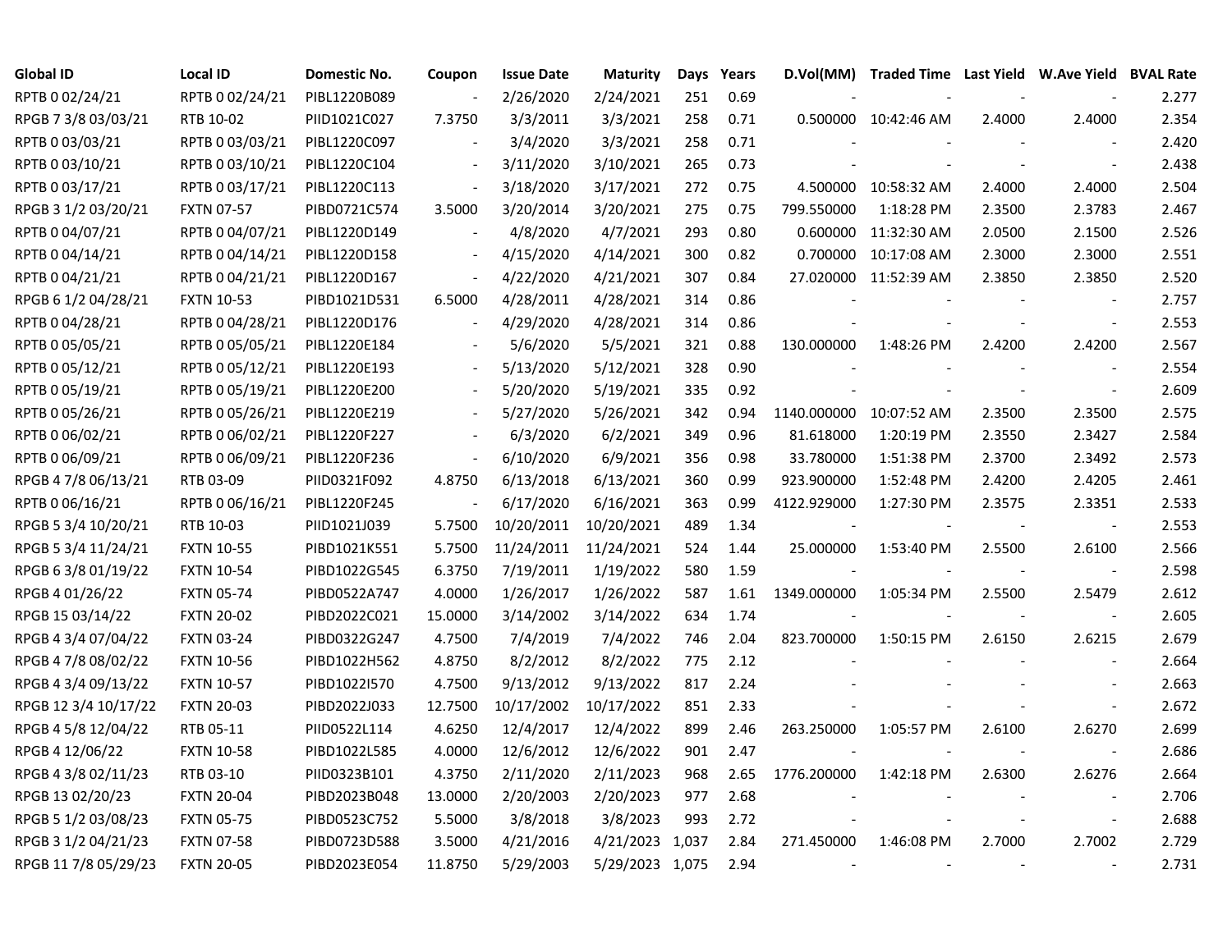| Global ID | Local ID | Domestic No. | Coupon | Issue Date | Maturity | Days | Years | D.Vol(MM) | Traded Time | Last Yield | W.Ave Yield | BVAL Rate |
|---|---|---|---|---|---|---|---|---|---|---|---|---|
| RPTB 0 02/24/21 | RPTB 0 02/24/21 | PIBL1220B089 | - | 2/26/2020 | 2/24/2021 | 251 | 0.69 | - | - | - | - | 2.277 |
| RPGB 7 3/8 03/03/21 | RTB 10-02 | PIID1021C027 | 7.3750 | 3/3/2011 | 3/3/2021 | 258 | 0.71 | 0.500000 | 10:42:46 AM | 2.4000 | 2.4000 | 2.354 |
| RPTB 0 03/03/21 | RPTB 0 03/03/21 | PIBL1220C097 | - | 3/4/2020 | 3/3/2021 | 258 | 0.71 | - | - | - | - | 2.420 |
| RPTB 0 03/10/21 | RPTB 0 03/10/21 | PIBL1220C104 | - | 3/11/2020 | 3/10/2021 | 265 | 0.73 | - | - | - | - | 2.438 |
| RPTB 0 03/17/21 | RPTB 0 03/17/21 | PIBL1220C113 | - | 3/18/2020 | 3/17/2021 | 272 | 0.75 | 4.500000 | 10:58:32 AM | 2.4000 | 2.4000 | 2.504 |
| RPGB 3 1/2 03/20/21 | FXTN 07-57 | PIBD0721C574 | 3.5000 | 3/20/2014 | 3/20/2021 | 275 | 0.75 | 799.550000 | 1:18:28 PM | 2.3500 | 2.3783 | 2.467 |
| RPTB 0 04/07/21 | RPTB 0 04/07/21 | PIBL1220D149 | - | 4/8/2020 | 4/7/2021 | 293 | 0.80 | 0.600000 | 11:32:30 AM | 2.0500 | 2.1500 | 2.526 |
| RPTB 0 04/14/21 | RPTB 0 04/14/21 | PIBL1220D158 | - | 4/15/2020 | 4/14/2021 | 300 | 0.82 | 0.700000 | 10:17:08 AM | 2.3000 | 2.3000 | 2.551 |
| RPTB 0 04/21/21 | RPTB 0 04/21/21 | PIBL1220D167 | - | 4/22/2020 | 4/21/2021 | 307 | 0.84 | 27.020000 | 11:52:39 AM | 2.3850 | 2.3850 | 2.520 |
| RPGB 6 1/2 04/28/21 | FXTN 10-53 | PIBD1021D531 | 6.5000 | 4/28/2011 | 4/28/2021 | 314 | 0.86 | - | - | - | - | 2.757 |
| RPTB 0 04/28/21 | RPTB 0 04/28/21 | PIBL1220D176 | - | 4/29/2020 | 4/28/2021 | 314 | 0.86 | - | - | - | - | 2.553 |
| RPTB 0 05/05/21 | RPTB 0 05/05/21 | PIBL1220E184 | - | 5/6/2020 | 5/5/2021 | 321 | 0.88 | 130.000000 | 1:48:26 PM | 2.4200 | 2.4200 | 2.567 |
| RPTB 0 05/12/21 | RPTB 0 05/12/21 | PIBL1220E193 | - | 5/13/2020 | 5/12/2021 | 328 | 0.90 | - | - | - | - | 2.554 |
| RPTB 0 05/19/21 | RPTB 0 05/19/21 | PIBL1220E200 | - | 5/20/2020 | 5/19/2021 | 335 | 0.92 | - | - | - | - | 2.609 |
| RPTB 0 05/26/21 | RPTB 0 05/26/21 | PIBL1220E219 | - | 5/27/2020 | 5/26/2021 | 342 | 0.94 | 1140.000000 | 10:07:52 AM | 2.3500 | 2.3500 | 2.575 |
| RPTB 0 06/02/21 | RPTB 0 06/02/21 | PIBL1220F227 | - | 6/3/2020 | 6/2/2021 | 349 | 0.96 | 81.618000 | 1:20:19 PM | 2.3550 | 2.3427 | 2.584 |
| RPTB 0 06/09/21 | RPTB 0 06/09/21 | PIBL1220F236 | - | 6/10/2020 | 6/9/2021 | 356 | 0.98 | 33.780000 | 1:51:38 PM | 2.3700 | 2.3492 | 2.573 |
| RPGB 4 7/8 06/13/21 | RTB 03-09 | PIID0321F092 | 4.8750 | 6/13/2018 | 6/13/2021 | 360 | 0.99 | 923.900000 | 1:52:48 PM | 2.4200 | 2.4205 | 2.461 |
| RPTB 0 06/16/21 | RPTB 0 06/16/21 | PIBL1220F245 | - | 6/17/2020 | 6/16/2021 | 363 | 0.99 | 4122.929000 | 1:27:30 PM | 2.3575 | 2.3351 | 2.533 |
| RPGB 5 3/4 10/20/21 | RTB 10-03 | PIID1021J039 | 5.7500 | 10/20/2011 | 10/20/2021 | 489 | 1.34 | - | - | - | - | 2.553 |
| RPGB 5 3/4 11/24/21 | FXTN 10-55 | PIBD1021K551 | 5.7500 | 11/24/2011 | 11/24/2021 | 524 | 1.44 | 25.000000 | 1:53:40 PM | 2.5500 | 2.6100 | 2.566 |
| RPGB 6 3/8 01/19/22 | FXTN 10-54 | PIBD1022G545 | 6.3750 | 7/19/2011 | 1/19/2022 | 580 | 1.59 | - | - | - | - | 2.598 |
| RPGB 4 01/26/22 | FXTN 05-74 | PIBD0522A747 | 4.0000 | 1/26/2017 | 1/26/2022 | 587 | 1.61 | 1349.000000 | 1:05:34 PM | 2.5500 | 2.5479 | 2.612 |
| RPGB 15 03/14/22 | FXTN 20-02 | PIBD2022C021 | 15.0000 | 3/14/2002 | 3/14/2022 | 634 | 1.74 | - | - | - | - | 2.605 |
| RPGB 4 3/4 07/04/22 | FXTN 03-24 | PIBD0322G247 | 4.7500 | 7/4/2019 | 7/4/2022 | 746 | 2.04 | 823.700000 | 1:50:15 PM | 2.6150 | 2.6215 | 2.679 |
| RPGB 4 7/8 08/02/22 | FXTN 10-56 | PIBD1022H562 | 4.8750 | 8/2/2012 | 8/2/2022 | 775 | 2.12 | - | - | - | - | 2.664 |
| RPGB 4 3/4 09/13/22 | FXTN 10-57 | PIBD1022I570 | 4.7500 | 9/13/2012 | 9/13/2022 | 817 | 2.24 | - | - | - | - | 2.663 |
| RPGB 12 3/4 10/17/22 | FXTN 20-03 | PIBD2022J033 | 12.7500 | 10/17/2002 | 10/17/2022 | 851 | 2.33 | - | - | - | - | 2.672 |
| RPGB 4 5/8 12/04/22 | RTB 05-11 | PIID0522L114 | 4.6250 | 12/4/2017 | 12/4/2022 | 899 | 2.46 | 263.250000 | 1:05:57 PM | 2.6100 | 2.6270 | 2.699 |
| RPGB 4 12/06/22 | FXTN 10-58 | PIBD1022L585 | 4.0000 | 12/6/2012 | 12/6/2022 | 901 | 2.47 | - | - | - | - | 2.686 |
| RPGB 4 3/8 02/11/23 | RTB 03-10 | PIID0323B101 | 4.3750 | 2/11/2020 | 2/11/2023 | 968 | 2.65 | 1776.200000 | 1:42:18 PM | 2.6300 | 2.6276 | 2.664 |
| RPGB 13 02/20/23 | FXTN 20-04 | PIBD2023B048 | 13.0000 | 2/20/2003 | 2/20/2023 | 977 | 2.68 | - | - | - | - | 2.706 |
| RPGB 5 1/2 03/08/23 | FXTN 05-75 | PIBD0523C752 | 5.5000 | 3/8/2018 | 3/8/2023 | 993 | 2.72 | - | - | - | - | 2.688 |
| RPGB 3 1/2 04/21/23 | FXTN 07-58 | PIBD0723D588 | 3.5000 | 4/21/2016 | 4/21/2023 | 1,037 | 2.84 | 271.450000 | 1:46:08 PM | 2.7000 | 2.7002 | 2.729 |
| RPGB 11 7/8 05/29/23 | FXTN 20-05 | PIBD2023E054 | 11.8750 | 5/29/2003 | 5/29/2023 | 1,075 | 2.94 | - | - | - | - | 2.731 |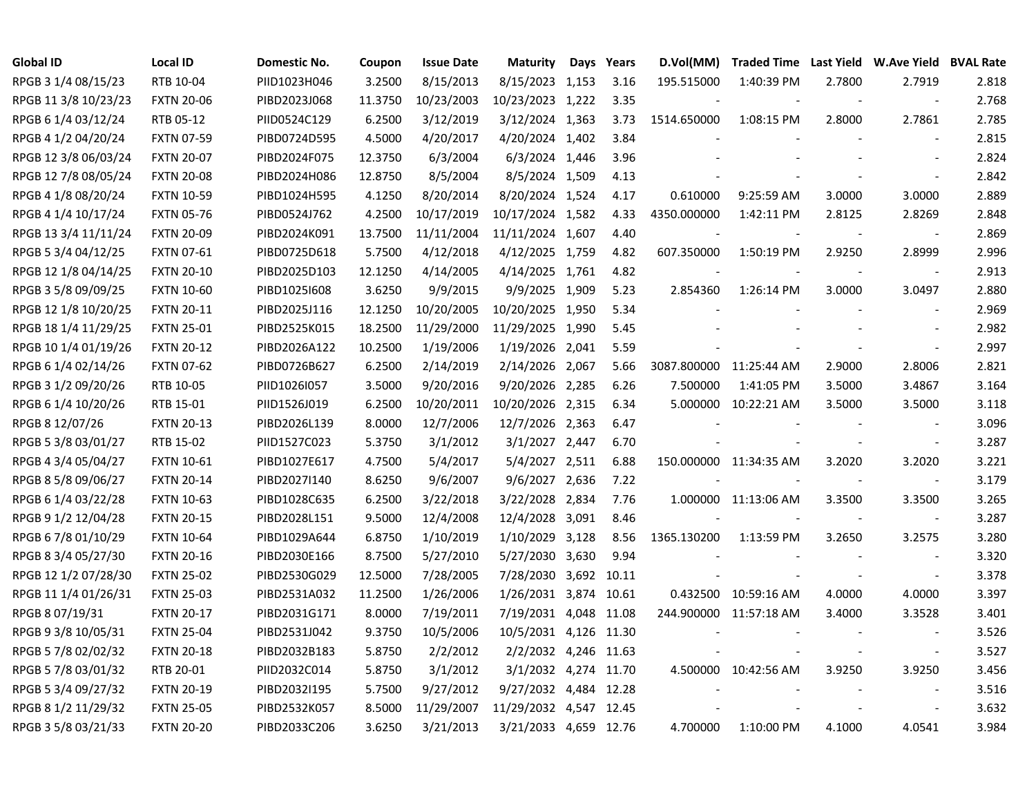| Global ID | Local ID | Domestic No. | Coupon | Issue Date | Maturity | Days | Years | D.Vol(MM) | Traded Time | Last Yield | W.Ave Yield | BVAL Rate |
|---|---|---|---|---|---|---|---|---|---|---|---|---|
| RPGB 3 1/4 08/15/23 | RTB 10-04 | PIID1023H046 | 3.2500 | 8/15/2013 | 8/15/2023 | 1,153 | 3.16 | 195.515000 | 1:40:39 PM | 2.7800 | 2.7919 | 2.818 |
| RPGB 11 3/8 10/23/23 | FXTN 20-06 | PIBD2023J068 | 11.3750 | 10/23/2003 | 10/23/2023 | 1,222 | 3.35 | - | - | - | - | 2.768 |
| RPGB 6 1/4 03/12/24 | RTB 05-12 | PIID0524C129 | 6.2500 | 3/12/2019 | 3/12/2024 | 1,363 | 3.73 | 1514.650000 | 1:08:15 PM | 2.8000 | 2.7861 | 2.785 |
| RPGB 4 1/2 04/20/24 | FXTN 07-59 | PIBD0724D595 | 4.5000 | 4/20/2017 | 4/20/2024 | 1,402 | 3.84 | - | - | - | - | 2.815 |
| RPGB 12 3/8 06/03/24 | FXTN 20-07 | PIBD2024F075 | 12.3750 | 6/3/2004 | 6/3/2024 | 1,446 | 3.96 | - | - | - | - | 2.824 |
| RPGB 12 7/8 08/05/24 | FXTN 20-08 | PIBD2024H086 | 12.8750 | 8/5/2004 | 8/5/2024 | 1,509 | 4.13 | - | - | - | - | 2.842 |
| RPGB 4 1/8 08/20/24 | FXTN 10-59 | PIBD1024H595 | 4.1250 | 8/20/2014 | 8/20/2024 | 1,524 | 4.17 | 0.610000 | 9:25:59 AM | 3.0000 | 3.0000 | 2.889 |
| RPGB 4 1/4 10/17/24 | FXTN 05-76 | PIBD0524J762 | 4.2500 | 10/17/2019 | 10/17/2024 | 1,582 | 4.33 | 4350.000000 | 1:42:11 PM | 2.8125 | 2.8269 | 2.848 |
| RPGB 13 3/4 11/11/24 | FXTN 20-09 | PIBD2024K091 | 13.7500 | 11/11/2004 | 11/11/2024 | 1,607 | 4.40 | - | - | - | - | 2.869 |
| RPGB 5 3/4 04/12/25 | FXTN 07-61 | PIBD0725D618 | 5.7500 | 4/12/2018 | 4/12/2025 | 1,759 | 4.82 | 607.350000 | 1:50:19 PM | 2.9250 | 2.8999 | 2.996 |
| RPGB 12 1/8 04/14/25 | FXTN 20-10 | PIBD2025D103 | 12.1250 | 4/14/2005 | 4/14/2025 | 1,761 | 4.82 | - | - | - | - | 2.913 |
| RPGB 3 5/8 09/09/25 | FXTN 10-60 | PIBD1025I608 | 3.6250 | 9/9/2015 | 9/9/2025 | 1,909 | 5.23 | 2.854360 | 1:26:14 PM | 3.0000 | 3.0497 | 2.880 |
| RPGB 12 1/8 10/20/25 | FXTN 20-11 | PIBD2025J116 | 12.1250 | 10/20/2005 | 10/20/2025 | 1,950 | 5.34 | - | - | - | - | 2.969 |
| RPGB 18 1/4 11/29/25 | FXTN 25-01 | PIBD2525K015 | 18.2500 | 11/29/2000 | 11/29/2025 | 1,990 | 5.45 | - | - | - | - | 2.982 |
| RPGB 10 1/4 01/19/26 | FXTN 20-12 | PIBD2026A122 | 10.2500 | 1/19/2006 | 1/19/2026 | 2,041 | 5.59 | - | - | - | - | 2.997 |
| RPGB 6 1/4 02/14/26 | FXTN 07-62 | PIBD0726B627 | 6.2500 | 2/14/2019 | 2/14/2026 | 2,067 | 5.66 | 3087.800000 | 11:25:44 AM | 2.9000 | 2.8006 | 2.821 |
| RPGB 3 1/2 09/20/26 | RTB 10-05 | PIID1026I057 | 3.5000 | 9/20/2016 | 9/20/2026 | 2,285 | 6.26 | 7.500000 | 1:41:05 PM | 3.5000 | 3.4867 | 3.164 |
| RPGB 6 1/4 10/20/26 | RTB 15-01 | PIID1526J019 | 6.2500 | 10/20/2011 | 10/20/2026 | 2,315 | 6.34 | 5.000000 | 10:22:21 AM | 3.5000 | 3.5000 | 3.118 |
| RPGB 8 12/07/26 | FXTN 20-13 | PIBD2026L139 | 8.0000 | 12/7/2006 | 12/7/2026 | 2,363 | 6.47 | - | - | - | - | 3.096 |
| RPGB 5 3/8 03/01/27 | RTB 15-02 | PIID1527C023 | 5.3750 | 3/1/2012 | 3/1/2027 | 2,447 | 6.70 | - | - | - | - | 3.287 |
| RPGB 4 3/4 05/04/27 | FXTN 10-61 | PIBD1027E617 | 4.7500 | 5/4/2017 | 5/4/2027 | 2,511 | 6.88 | 150.000000 | 11:34:35 AM | 3.2020 | 3.2020 | 3.221 |
| RPGB 8 5/8 09/06/27 | FXTN 20-14 | PIBD2027I140 | 8.6250 | 9/6/2007 | 9/6/2027 | 2,636 | 7.22 | - | - | - | - | 3.179 |
| RPGB 6 1/4 03/22/28 | FXTN 10-63 | PIBD1028C635 | 6.2500 | 3/22/2018 | 3/22/2028 | 2,834 | 7.76 | 1.000000 | 11:13:06 AM | 3.3500 | 3.3500 | 3.265 |
| RPGB 9 1/2 12/04/28 | FXTN 20-15 | PIBD2028L151 | 9.5000 | 12/4/2008 | 12/4/2028 | 3,091 | 8.46 | - | - | - | - | 3.287 |
| RPGB 6 7/8 01/10/29 | FXTN 10-64 | PIBD1029A644 | 6.8750 | 1/10/2019 | 1/10/2029 | 3,128 | 8.56 | 1365.130200 | 1:13:59 PM | 3.2650 | 3.2575 | 3.280 |
| RPGB 8 3/4 05/27/30 | FXTN 20-16 | PIBD2030E166 | 8.7500 | 5/27/2010 | 5/27/2030 | 3,630 | 9.94 | - | - | - | - | 3.320 |
| RPGB 12 1/2 07/28/30 | FXTN 25-02 | PIBD2530G029 | 12.5000 | 7/28/2005 | 7/28/2030 | 3,692 | 10.11 | - | - | - | - | 3.378 |
| RPGB 11 1/4 01/26/31 | FXTN 25-03 | PIBD2531A032 | 11.2500 | 1/26/2006 | 1/26/2031 | 3,874 | 10.61 | 0.432500 | 10:59:16 AM | 4.0000 | 4.0000 | 3.397 |
| RPGB 8 07/19/31 | FXTN 20-17 | PIBD2031G171 | 8.0000 | 7/19/2011 | 7/19/2031 | 4,048 | 11.08 | 244.900000 | 11:57:18 AM | 3.4000 | 3.3528 | 3.401 |
| RPGB 9 3/8 10/05/31 | FXTN 25-04 | PIBD2531J042 | 9.3750 | 10/5/2006 | 10/5/2031 | 4,126 | 11.30 | - | - | - | - | 3.526 |
| RPGB 5 7/8 02/02/32 | FXTN 20-18 | PIBD2032B183 | 5.8750 | 2/2/2012 | 2/2/2032 | 4,246 | 11.63 | - | - | - | - | 3.527 |
| RPGB 5 7/8 03/01/32 | RTB 20-01 | PIID2032C014 | 5.8750 | 3/1/2012 | 3/1/2032 | 4,274 | 11.70 | 4.500000 | 10:42:56 AM | 3.9250 | 3.9250 | 3.456 |
| RPGB 5 3/4 09/27/32 | FXTN 20-19 | PIBD2032I195 | 5.7500 | 9/27/2012 | 9/27/2032 | 4,484 | 12.28 | - | - | - | - | 3.516 |
| RPGB 8 1/2 11/29/32 | FXTN 25-05 | PIBD2532K057 | 8.5000 | 11/29/2007 | 11/29/2032 | 4,547 | 12.45 | - | - | - | - | 3.632 |
| RPGB 3 5/8 03/21/33 | FXTN 20-20 | PIBD2033C206 | 3.6250 | 3/21/2013 | 3/21/2033 | 4,659 | 12.76 | 4.700000 | 1:10:00 PM | 4.1000 | 4.0541 | 3.984 |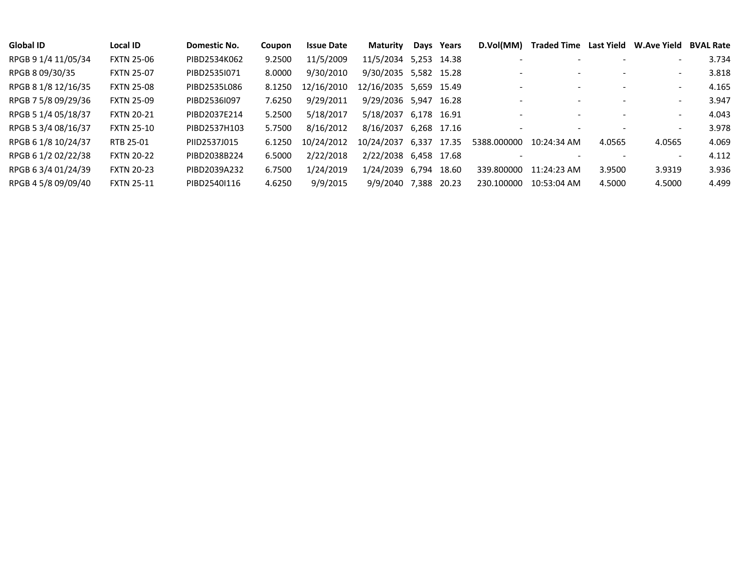| Global ID | Local ID | Domestic No. | Coupon | Issue Date | Maturity | Days | Years | D.Vol(MM) | Traded Time | Last Yield | W.Ave Yield | BVAL Rate |
|---|---|---|---|---|---|---|---|---|---|---|---|---|
| RPGB 9 1/4 11/05/34 | FXTN 25-06 | PIBD2534K062 | 9.2500 | 11/5/2009 | 11/5/2034 | 5,253 | 14.38 | - | - | - | - | 3.734 |
| RPGB 8 09/30/35 | FXTN 25-07 | PIBD2535I071 | 8.0000 | 9/30/2010 | 9/30/2035 | 5,582 | 15.28 | - | - | - | - | 3.818 |
| RPGB 8 1/8 12/16/35 | FXTN 25-08 | PIBD2535L086 | 8.1250 | 12/16/2010 | 12/16/2035 | 5,659 | 15.49 | - | - | - | - | 4.165 |
| RPGB 7 5/8 09/29/36 | FXTN 25-09 | PIBD2536I097 | 7.6250 | 9/29/2011 | 9/29/2036 | 5,947 | 16.28 | - | - | - | - | 3.947 |
| RPGB 5 1/4 05/18/37 | FXTN 20-21 | PIBD2037E214 | 5.2500 | 5/18/2017 | 5/18/2037 | 6,178 | 16.91 | - | - | - | - | 4.043 |
| RPGB 5 3/4 08/16/37 | FXTN 25-10 | PIBD2537H103 | 5.7500 | 8/16/2012 | 8/16/2037 | 6,268 | 17.16 | - | - | - | - | 3.978 |
| RPGB 6 1/8 10/24/37 | RTB 25-01 | PIID2537J015 | 6.1250 | 10/24/2012 | 10/24/2037 | 6,337 | 17.35 | 5388.000000 | 10:24:34 AM | 4.0565 | 4.0565 | 4.069 |
| RPGB 6 1/2 02/22/38 | FXTN 20-22 | PIBD2038B224 | 6.5000 | 2/22/2018 | 2/22/2038 | 6,458 | 17.68 | - | - | - | - | 4.112 |
| RPGB 6 3/4 01/24/39 | FXTN 20-23 | PIBD2039A232 | 6.7500 | 1/24/2019 | 1/24/2039 | 6,794 | 18.60 | 339.800000 | 11:24:23 AM | 3.9500 | 3.9319 | 3.936 |
| RPGB 4 5/8 09/09/40 | FXTN 25-11 | PIBD2540I116 | 4.6250 | 9/9/2015 | 9/9/2040 | 7,388 | 20.23 | 230.100000 | 10:53:04 AM | 4.5000 | 4.5000 | 4.499 |